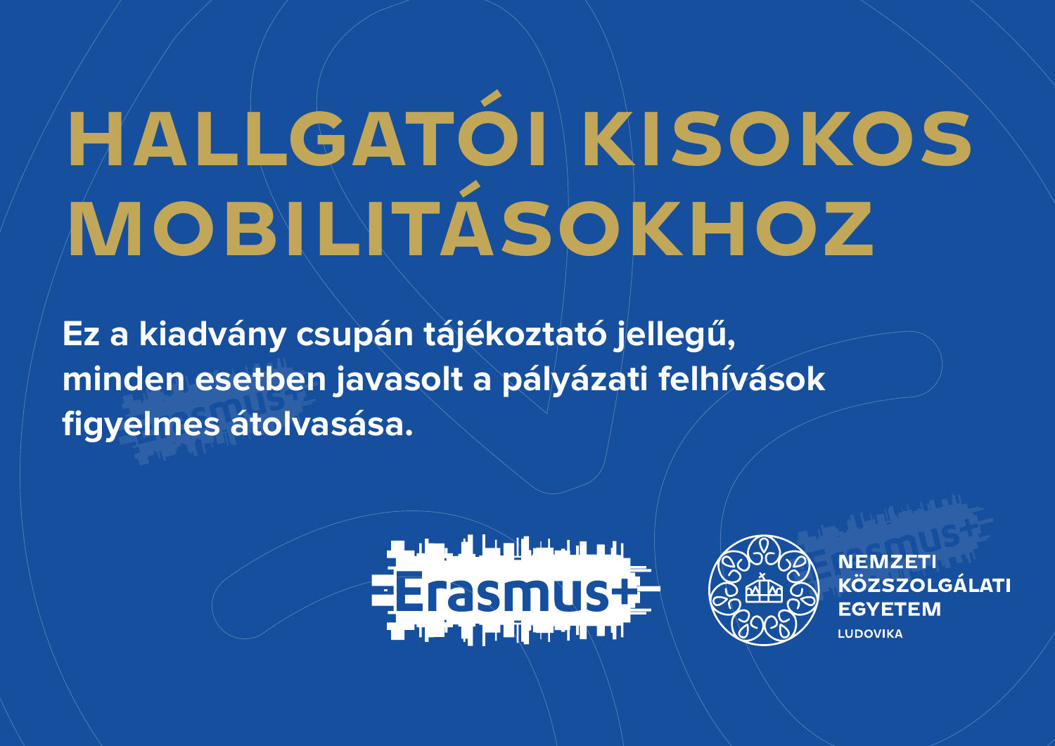# HALLGATÓI KISOKOS MOBILITÁSOKHOZ

**Ez a kiadvány csupán tájékoztató jellegű, minden esetben javasolt a pályázati felhívások figyelmes átolvasása.**

Erasmus+

NEMZETI KÖZSZOLGÁLATI EGYETEM
LUDOVIKA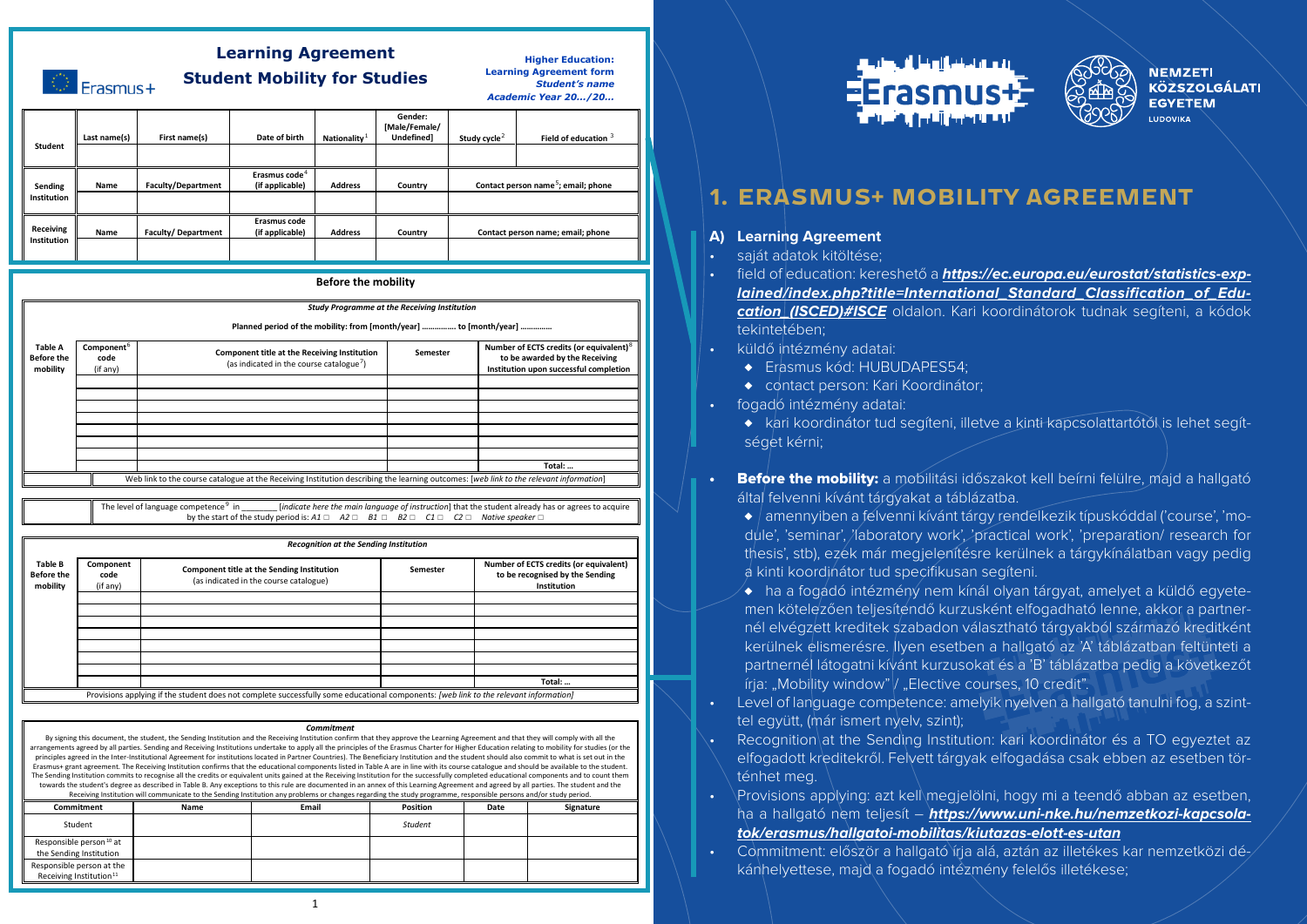## Learning Agreement
## Student Mobility for Studies

**Higher Education:**
**Learning Agreement form**
***Student's name***
***Academic Year 20…/20…***

| Student | Last name(s) | First name(s) | Date of birth | Nationality[1] | Gender: [Male/Female/ Undefined] | Study cycle[2] | Field of education [3] |
|---|---|---|---|---|---|---|---|
| | | | | | | | |
| **Sending Institution** | **Name** | **Faculty/Department** | **Erasmus code[4] (if applicable)** | **Address** | **Country** | **Contact person name[5]; email; phone** | |
| | | | | | | | |
| **Receiving Institution** | **Name** | **Faculty/ Department** | **Erasmus code (if applicable)** | **Address** | **Country** | **Contact person name; email; phone** | |
| | | | | | | | |

### Before the mobility

***Study Programme at the Receiving Institution***

**Planned period of the mobility: from [month/year] …………… to [month/year] ……………**

| Table A Before the mobility | Component[6] code (if any) | Component title at the Receiving Institution (as indicated in the course catalogue[7]) | Semester | Number of ECTS credits (or equivalent)[8] to be awarded by the Receiving Institution upon successful completion |
|---|---|---|---|---|
| | | | | |
| | | | | |
| | | | | |
| | | | | |
| | | | | |
| | | | | |
| | | | | |
| | | | | **Total: …** |

Web link to the course catalogue at the Receiving Institution describing the learning outcomes: [*web link to the relevant information*]

The level of language competence[9] in ________ [*indicate here the main language of instruction*] that the student already has or agrees to acquire by the start of the study period is: *A1* □ *A2* □ *B1* □ *B2* □ *C1* □ *C2* □ *Native speaker* □

***Recognition at the Sending Institution***

| Table B Before the mobility | Component code (if any) | Component title at the Sending Institution (as indicated in the course catalogue) | Semester | Number of ECTS credits (or equivalent) to be recognised by the Sending Institution |
|---|---|---|---|---|
| | | | | |
| | | | | |
| | | | | |
| | | | | |
| | | | | |
| | | | | |
| | | | | |
| | | | | **Total: …** |

Provisions applying if the student does not complete successfully some educational components: *[web link to the relevant information]*

***Commitment***

By signing this document, the student, the Sending Institution and the Receiving Institution confirm that they approve the Learning Agreement and that they will comply with all the arrangements agreed by all parties. Sending and Receiving Institutions undertake to apply all the principles of the Erasmus Charter for Higher Education relating to mobility for studies (or the principles agreed in the Inter-Institutional Agreement for institutions located in Partner Countries). The Beneficiary Institution and the student should also commit to what is set out in the Erasmus+ grant agreement. The Receiving Institution confirms that the educational components listed in Table A are in line with its course catalogue and should be available to the student. The Sending Institution commits to recognise all the credits or equivalent units gained at the Receiving Institution for the successfully completed educational components and to count them towards the student's degree as described in Table B. Any exceptions to this rule are documented in an annex of this Learning Agreement and agreed by all parties. The student and the Receiving Institution will communicate to the Sending Institution any problems or changes regarding the study programme, responsible persons and/or study period.

| Commitment | Name | Email | Position | Date | Signature |
|---|---|---|---|---|---|
| Student | | | *Student* | | |
| Responsible person[10] at the Sending Institution | | | | | |
| Responsible person at the Receiving Institution[11] | | | | | |

# 1. ERASMUS+ MOBILITY AGREEMENT

## A) Learning Agreement

- saját adatok kitöltése;
- field of education: kereshető a ***https://ec.europa.eu/eurostat/statistics-explained/index.php?title=International_Standard_Classification_of_Education_(ISCED)#ISCE*** oldalon. Kari koordinátorok tudnak segíteni, a kódok tekintetében;
- küldő intézmény adatai:
  - Erasmus kód: HUBUDAPES54;
  - contact person: Kari Koordinátor;
- fogadó intézmény adatai:
  - kari koordinátor tud segíteni, illetve a kinti kapcsolattartótól is lehet segítséget kérni;
- **Before the mobility:** a mobilitási időszakot kell beírni felülre, majd a hallgató által felvenni kívánt tárgyakat a táblázatba.
  - amennyiben a felvenni kívánt tárgy rendelkezik típuskóddal ('course', 'module', 'seminar', 'laboratory work', 'practical work', 'preparation/ research for thesis', stb), ezek már megjelenítésre kerülnek a tárgykínálatban vagy pedig a kinti koordinátor tud specifikusan segíteni.
  - ha a fogadó intézmény nem kínál olyan tárgyat, amelyet a küldő egyetemen kötelezően teljesítendő kurzusként elfogadható lenne, akkor a partnernél elvégzett kreditek szabadon választható tárgyakból származó kreditként kerülnek elismerésre. Ilyen esetben a hallgató az 'A' táblázatban feltünteti a partnernél látogatni kívánt kurzusokat és a 'B' táblázatba pedig a következőt írja: „Mobility window" / „Elective courses, 10 credit".
- Level of language competence: amelyik nyelven a hallgató tanulni fog, a szinttel együtt, (már ismert nyelv, szint);
- Recognition at the Sending Institution: kari koordinátor és a TO egyeztet az elfogadott kreditekről. Felvett tárgyak elfogadása csak ebben az esetben történhet meg.
- Provisions applying: azt kell megjelölni, hogy mi a teendő abban az esetben, ha a hallgató nem teljesít – ***https://www.uni-nke.hu/nemzetkozi-kapcsolatok/erasmus/hallgatoi-mobilitas/kiutazas-elott-es-utan***
- Commitment: először a hallgató írja alá, aztán az illetékes kar nemzetközi dékánhelyettese, majd a fogadó intézmény felelős illetékese;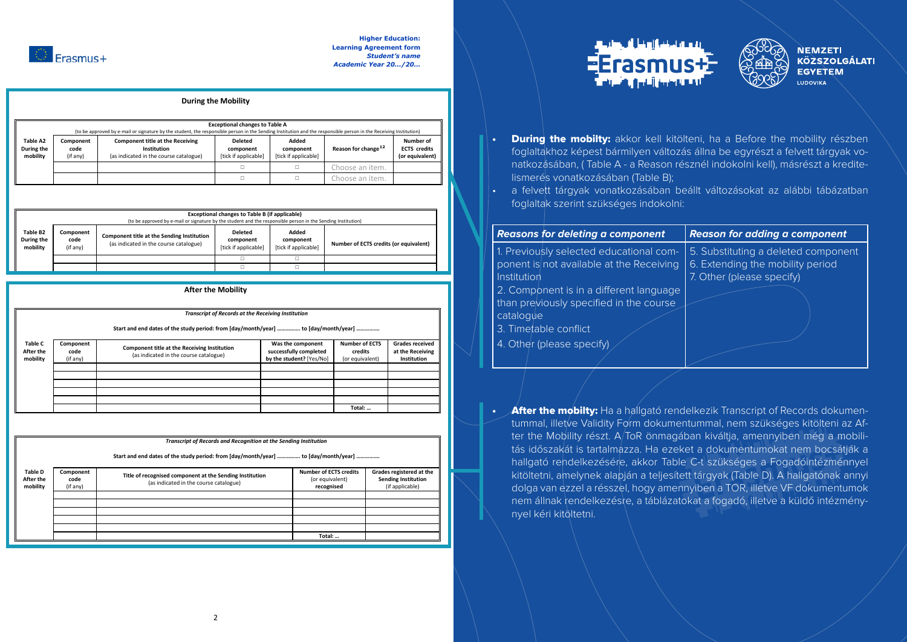Higher Education:
Learning Agreement form
*Student's name*
*Academic Year 20…/20…*

## During the Mobility

| Exceptional changes to Table A (to be approved by e-mail or signature by the student, the responsible person in the Sending Institution and the responsible person in the Receiving Institution) | | | | | | |
|---|---|---|---|---|---|---|
| Table A2 During the mobility | Component code (if any) | Component title at the Receiving Institution (as indicated in the course catalogue) | Deleted component [tick if applicable] | Added component [tick if applicable] | Reason for change[12] | Number of ECTS credits (or equivalent) |
| | | | ☐ | ☐ | Choose an item. | |
| | | | ☐ | ☐ | Choose an item. | |

| Exceptional changes to Table B (if applicable) (to be approved by e-mail or signature by the student and the responsible person in the Sending Institution) | | | | | |
|---|---|---|---|---|---|
| Table B2 During the mobility | Component code (if any) | Component title at the Sending Institution (as indicated in the course catalogue) | Deleted component [tick if applicable] | Added component [tick if applicable] | Number of ECTS credits (or equivalent) |
| | | | ☐ | ☐ | |
| | | | ☐ | ☐ | |

## After the Mobility

*Transcript of Records at the Receiving Institution*

Start and end dates of the study period: from [day/month/year] ……………. to [day/month/year] …………….

| Table C After the mobility | Component code (if any) | Component title at the Receiving Institution (as indicated in the course catalogue) | Was the component successfully completed by the student? [Yes/No] | Number of ECTS credits (or equivalent) | Grades received at the Receiving Institution |
|---|---|---|---|---|---|
| | | | | | |
| | | | | | |
| | | | | | |
| | | | | | |
| | | | | | |
| | | | | Total: … | |

*Transcript of Records and Recognition at the Sending Institution*

Start and end dates of the study period: from [day/month/year] ……………. to [day/month/year] …………….

| Table D After the mobility | Component code (if any) | Title of recognised component at the Sending Institution (as indicated in the course catalogue) | Number of ECTS credits (or equivalent) recognised | Grades registered at the Sending Institution (if applicable) |
|---|---|---|---|---|
| | | | | |
| | | | | |
| | | | | |
| | | | | |
| | | | | |
| | | | Total: … | |

Erasmus+ | NEMZETI KÖZSZOLGÁLATI EGYETEM LUDOVIKA

- **During the mobilty:** akkor kell kitölteni, ha a Before the mobility részben foglaltakhoz képest bármilyen változás állna be egyrészt a felvett tárgyak vonatkozásában, ( Table A - a Reason résznél indokolni kell), másrészt a kreditelismerés vonatkozásában (Table B);
- a felvett tárgyak vonatkozásában beállt változásokat az alábbi tábázatban foglaltak szerint szükséges indokolni:

| *Reasons for deleting a component* | *Reason for adding a component* |
|---|---|
| 1. Previously selected educational component is not available at the Receiving Institution<br>2. Component is in a different language than previously specified in the course catalogue<br>3. Timetable conflict<br>4. Other (please specify) | 5. Substituting a deleted component<br>6. Extending the mobility period<br>7. Other (please specify) |

- **After the mobilty:** Ha a hallgató rendelkezik Transcript of Records dokumentummal, illetve Validity Form dokumentummal, nem szükséges kitölteni az After the Mobility részt. A ToR önmagában kiváltja, amennyiben még a mobilitás időszakát is tartalmazza. Ha ezeket a dokumentumokat nem bocsátják a hallgató rendelkezésére, akkor Table C-t szükséges a Fogadóintézménnyel kitöltetni, amelynek alapján a teljesített tárgyak (Table D). A hallgatónak annyi dolga van ezzel a résszel, hogy amennyiben a TOR, illetve VF dokumentumok nem állnak rendelkezésre, a táblázatokat a fogadó, illetve a küldő intézménnyel kéri kitöltetni.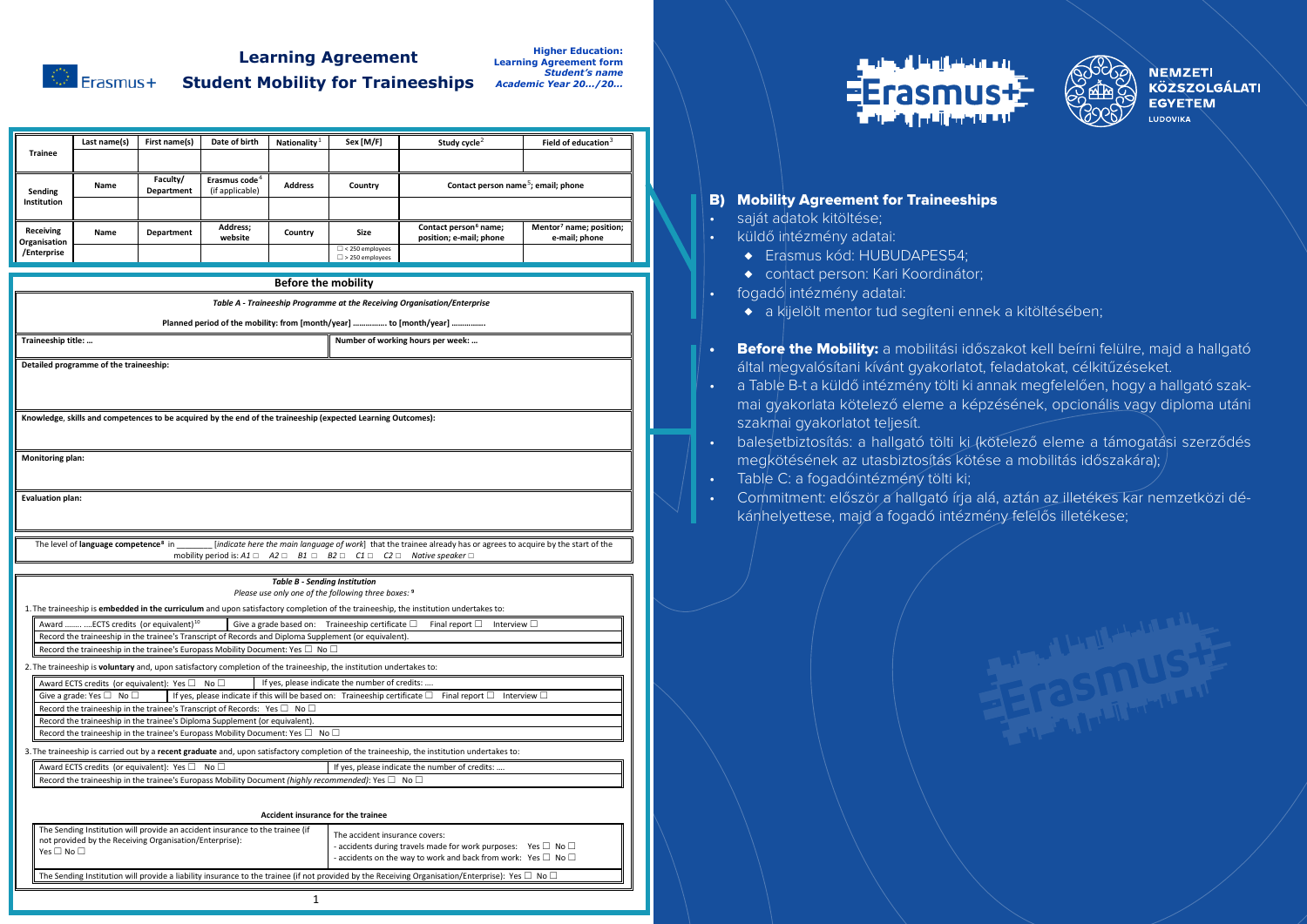# Learning Agreement
## Student Mobility for Traineeships

**Higher Education:**
**Learning Agreement form**
***Student's name***
***Academic Year 20…/20…***

| | Last name(s) | First name(s) | Date of birth | Nationality[1] | Sex [M/F] | Study cycle[2] | Field of education[3] |
|---|---|---|---|---|---|---|---|
| **Trainee** | | | | | | | |

| | Name | Faculty/ Department | Erasmus code[4] (if applicable) | Address | Country | Contact person name[5]; email; phone |
|---|---|---|---|---|---|---|
| **Sending Institution** | | | | | | |

| | Name | Department | Address; website | Country | Size | Contact person[6] name; position; e-mail; phone | Mentor[7] name; position; e-mail; phone |
|---|---|---|---|---|---|---|---|
| **Receiving Organisation /Enterprise** | | | | | ☐ < 250 employees ☐ > 250 employees | | |

### Before the mobility

***Table A - Traineeship Programme at the Receiving Organisation/Enterprise***

**Planned period of the mobility: from [month/year] ……………. to [month/year] ……………**

| **Traineeship title: …** | **Number of working hours per week: …** |
|---|---|

**Detailed programme of the traineeship:**

**Knowledge, skills and competences to be acquired by the end of the traineeship (expected Learning Outcomes):**

**Monitoring plan:**

**Evaluation plan:**

The level of **language competence**[8] in ________ [*indicate here the main language of work*] that the trainee already has or agrees to acquire by the start of the mobility period is: *A1* ☐ *A2* ☐ *B1* ☐ *B2* ☐ *C1* ☐ *C2* ☐ *Native speaker* ☐

***Table B - Sending Institution***

*Please use only one of the following three boxes:* [9]

1. The traineeship is **embedded in the curriculum** and upon satisfactory completion of the traineeship, the institution undertakes to:

| Award ……. ….ECTS credits (or equivalent)[10] | Give a grade based on: Traineeship certificate ☐ Final report ☐ Interview ☐ |
|---|---|
| Record the traineeship in the trainee's Transcript of Records and Diploma Supplement (or equivalent). | |
| Record the traineeship in the trainee's Europass Mobility Document: Yes ☐ No ☐ | |

2. The traineeship is **voluntary** and, upon satisfactory completion of the traineeship, the institution undertakes to:

| Award ECTS credits (or equivalent): Yes ☐ No ☐ | If yes, please indicate the number of credits: …. |
|---|---|
| Give a grade: Yes ☐ No ☐ | If yes, please indicate if this will be based on: Traineeship certificate ☐ Final report ☐ Interview ☐ |
| Record the traineeship in the trainee's Transcript of Records: Yes ☐ No ☐ | |
| Record the traineeship in the trainee's Diploma Supplement (or equivalent). | |
| Record the traineeship in the trainee's Europass Mobility Document: Yes ☐ No ☐ | |

3. The traineeship is carried out by a **recent graduate** and, upon satisfactory completion of the traineeship, the institution undertakes to:

| Award ECTS credits (or equivalent): Yes ☐ No ☐ | If yes, please indicate the number of credits: …. |
|---|---|
| Record the traineeship in the trainee's Europass Mobility Document *(highly recommended)*: Yes ☐ No ☐ | |

**Accident insurance for the trainee**

| The Sending Institution will provide an accident insurance to the trainee (if not provided by the Receiving Organisation/Enterprise): Yes ☐ No ☐ | The accident insurance covers: - accidents during travels made for work purposes: Yes ☐ No ☐ - accidents on the way to work and back from work: Yes ☐ No ☐ |
|---|---|
| The Sending Institution will provide a liability insurance to the trainee (if not provided by the Receiving Organisation/Enterprise): Yes ☐ No ☐ | |

---

Erasmus+ | NEMZETI KÖZSZOLGÁLATI EGYETEM LUDOVIKA

## B) Mobility Agreement for Traineeships

- saját adatok kitöltése;
- küldő intézmény adatai:
  - Erasmus kód: HUBUDAPES54;
  - contact person: Kari Koordinátor;
- fogadó intézmény adatai:
  - a kijelölt mentor tud segíteni ennek a kitöltésében;

- **Before the Mobility:** a mobilitási időszakot kell beírni felülre, majd a hallgató által megvalósítani kívánt gyakorlatot, feladatokat, célkitűzéseket.
- a Table B-t a küldő intézmény tölti ki annak megfelelően, hogy a hallgató szakmai gyakorlata kötelező eleme a képzésének, opcionális vagy diploma utáni szakmai gyakorlatot teljesít.
- balesetbiztosítás: a hallgató tölti ki (kötelező eleme a támogatási szerződés megkötésének az utasbiztosítás kötése a mobilitás időszakára);
- Table C: a fogadóintézmény tölti ki;
- Commitment: először a hallgató írja alá, aztán az illetékes kar nemzetközi dékánhelyettese, majd a fogadó intézmény felelős illetékese;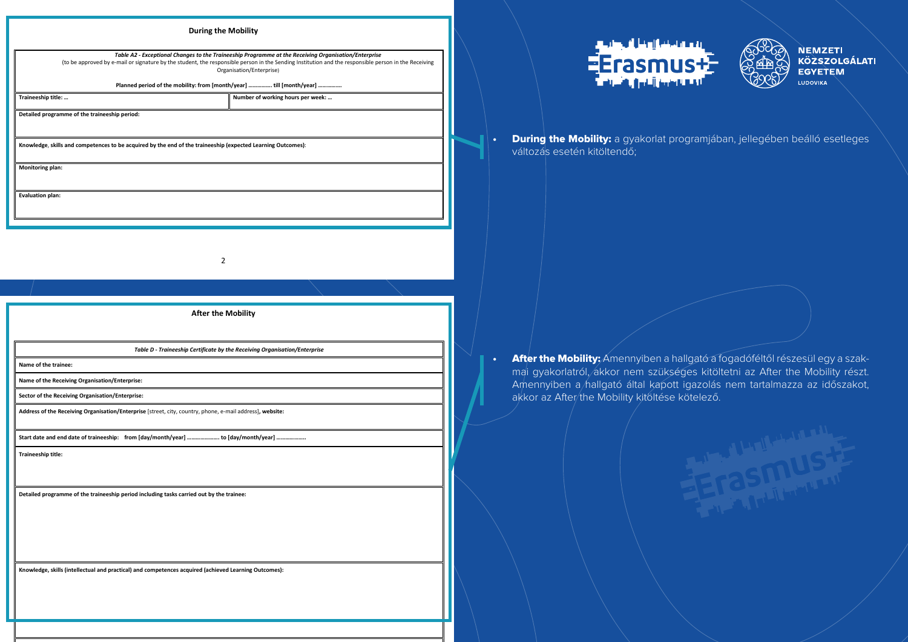## During the Mobility

| *Table A2 - Exceptional Changes to the Traineeship Programme at the Receiving Organisation/Enterprise* (to be approved by e-mail or signature by the student, the responsible person in the Sending Institution and the responsible person in the Receiving Organisation/Enterprise) **Planned period of the mobility: from [month/year] ……………. till [month/year] ……………** | |
|---|---|
| **Traineeship title: …** | **Number of working hours per week: …** |
| **Detailed programme of the traineeship period:** | |
| **Knowledge, skills and competences to be acquired by the end of the traineeship (expected Learning Outcomes)**: | |
| **Monitoring plan:** | |
| **Evaluation plan:** | |

- **During the Mobility:** a gyakorlat programjában, jellegében beálló esetleges változás esetén kitöltendő;

## After the Mobility

| *Table D - Traineeship Certificate by the Receiving Organisation/Enterprise* |
|---|
| **Name of the trainee:** |
| **Name of the Receiving Organisation/Enterprise:** |
| **Sector of the Receiving Organisation/Enterprise:** |
| **Address of the Receiving Organisation/Enterprise** [street, city, country, phone, e-mail address]**, website:** |
| **Start date and end date of traineeship: from [day/month/year] …………………. to [day/month/year] ………………..** |
| **Traineeship title:** |
| **Detailed programme of the traineeship period including tasks carried out by the trainee:** |
| **Knowledge, skills (intellectual and practical) and competences acquired (achieved Learning Outcomes):** |

- **After the Mobility:** Amennyiben a hallgató a fogadóféltől részesül egy a szakmai gyakorlatról, akkor nem szükséges kitöltetni az After the Mobility részt. Amennyiben a hallgató által kapott igazolás nem tartalmazza az időszakot, akkor az After the Mobility kitöltése kötelező.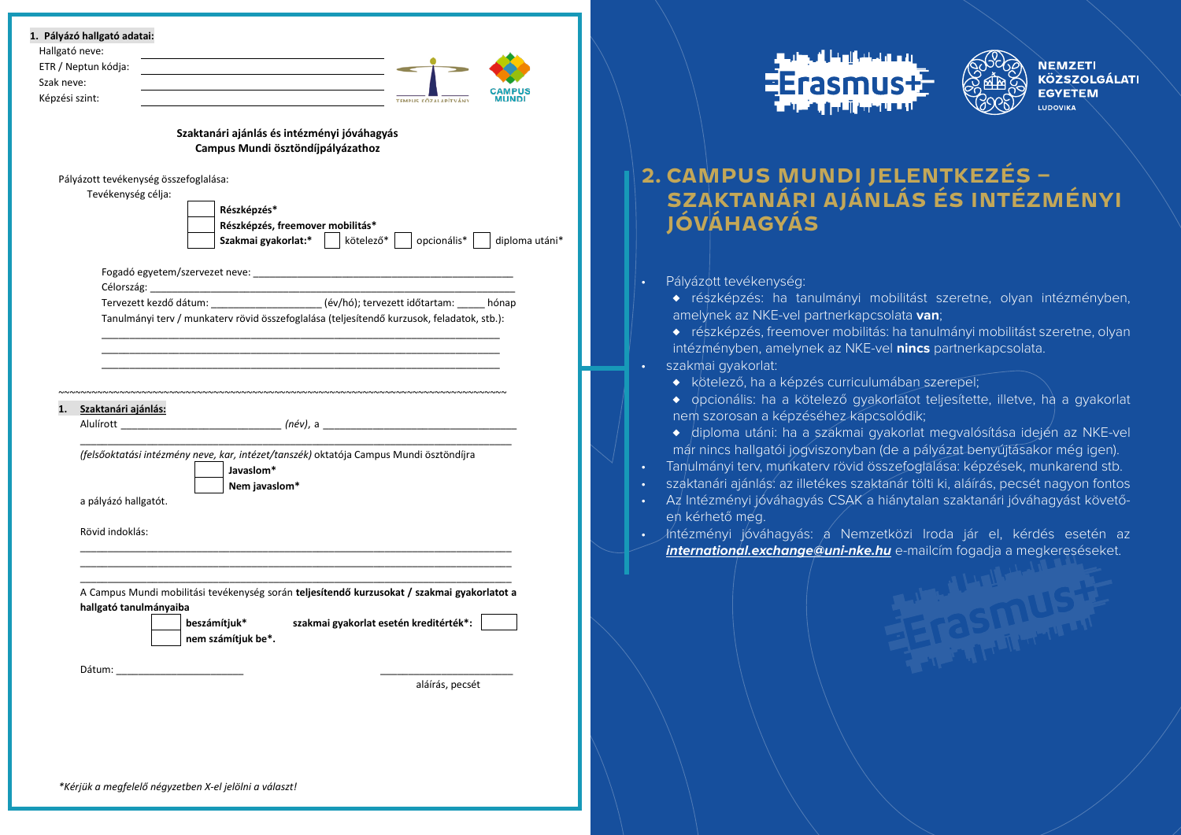**1. Pályázó hallgató adatai:**

Hallgató neve: ______________________________

ETR / Neptun kódja: ______________________________

Szak neve: ______________________________

Képzési szint: ______________________________

**Szaktanári ajánlás és intézményi jóváhagyás**
**Campus Mundi ösztöndíjpályázathoz**

Pályázott tevékenység összefoglalása:

Tevékenység célja:

- ☐ **Részképzés***
- ☐ **Részképzés, freemover mobilitás***
- ☐ **Szakmai gyakorlat:*** ☐ kötelező* ☐ opcionális* ☐ diploma utáni*

Fogadó egyetem/szervezet neve: ______________________________________________

Célország: ______________________________________________

Tervezett kezdő dátum: ___________________ (év/hó); tervezett időtartam: _____ hónap

Tanulmányi terv / munkaterv rövid összefoglalása (teljesítendő kurzusok, feladatok, stb.):

______________________________________________________________________

______________________________________________________________________

______________________________________________________________________

~~~~~~~~~~~~~~~~~~~~~~~~~~~~~~~~~~~~~~~~~~~~~~~~~~~~~~~~~~~~~~~~~~~~~~~~~~~~~~~~~~~~~~~~~~~~

**1. Szaktanári ajánlás:**

Alulírott ___________________________ *(név)*, a _________________________________

______________________________________________________________________

*(felsőoktatási intézmény neve, kar, intézet/tanszék)* oktatója Campus Mundi ösztöndíjra

- ☐ **Javaslom***
- ☐ **Nem javaslom***

a pályázó hallgatót.

Rövid indoklás:

______________________________________________________________________

______________________________________________________________________

______________________________________________________________________

A Campus Mundi mobilitási tevékenység során **teljesítendő kurzusokat / szakmai gyakorlatot a hallgató tanulmányaiba**

- ☐ **beszámítjuk*** **szakmai gyakorlat esetén kreditérték*:** ☐
- ☐ **nem számítjuk be*.**

Dátum: ______________________ ______________________

aláírás, pecsét

*\*Kérjük a megfelelő négyzetben X-el jelölni a választ!*

# 2. CAMPUS MUNDI JELENTKEZÉS – SZAKTANÁRI AJÁNLÁS ÉS INTÉZMÉNYI JÓVÁHAGYÁS

- Pályázott tevékenység:
  - részképzés: ha tanulmányi mobilitást szeretne, olyan intézményben, amelynek az NKE-vel partnerkapcsolata **van**;
  - részképzés, freemover mobilitás: ha tanulmányi mobilitást szeretne, olyan intézményben, amelynek az NKE-vel **nincs** partnerkapcsolata.
- szakmai gyakorlat:
  - kötelező, ha a képzés curriculumában szerepel;
  - opcionális: ha a kötelező gyakorlatot teljesítette, illetve, ha a gyakorlat nem szorosan a képzéséhez kapcsolódik;
  - diploma utáni: ha a szakmai gyakorlat megvalósítása idején az NKE-vel már nincs hallgatói jogviszonyban (de a pályázat benyújtásakor még igen).
- Tanulmányi terv, munkaterv rövid összefoglalása: képzések, munkarend stb.
- szaktanári ajánlás: az illetékes szaktanár tölti ki, aláírás, pecsét nagyon fontos
- Az Intézményi jóváhagyás CSAK a hiánytalan szaktanári jóváhagyást követően kérhető meg.
- Intézményi jóváhagyás: a Nemzetközi Iroda jár el, kérdés esetén az ***international.exchange@uni-nke.hu*** e-mailcím fogadja a megkereséseket.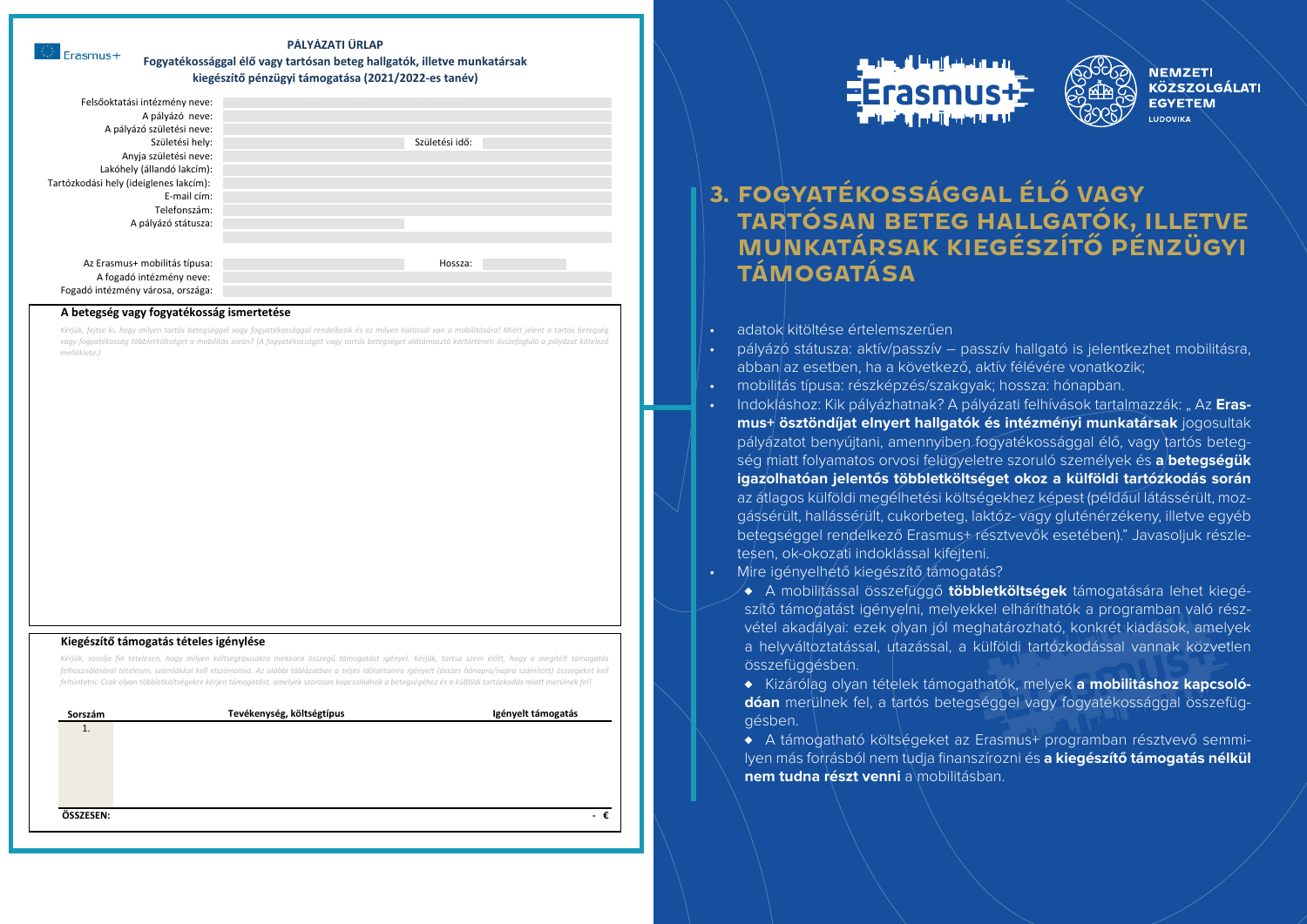Erasmus+

**PÁLYÁZATI ŰRLAP**

**Fogyatékossággal élő vagy tartósan beteg hallgatók, illetve munkatársak kiegészítő pénzügyi támogatása (2021/2022-es tanév)**

| | | | |
|---|---|---|---|
| Felsőoktatási intézmény neve: | | | |
| A pályázó neve: | | | |
| A pályázó születési neve: | | | |
| Születési hely: | | Születési idő: | |
| Anyja születési neve: | | | |
| Lakóhely (állandó lakcím): | | | |
| Tartózkodási hely (ideiglenes lakcím): | | | |
| E-mail cím: | | | |
| Telefonszám: | | | |
| A pályázó státusza: | | | |
| Az Erasmus+ mobilitás típusa: | | Hossza: | |
| A fogadó intézmény neve: | | | |
| Fogadó intézmény városa, országa: | | | |

**A betegség vagy fogyatékosság ismertetése**

*Kérjük, fejtse ki, hogy milyen tartós betegséggel vagy fogyatékossággal rendelkezik és ez milyen hatással van a mobilitására! Miért jelent a tartós betegség vagy fogyatékosság többletköltséget a mobilitás során? (A fogyatékosságot vagy tartós betegséget alátámasztó kórtörténeti összefoglaló a pályázat kötelező melléklete.)*

**Kiegészítő támogatás tételes igénylése**

*Kérjük, sorolja fel tételesen, hogy milyen költségtípusokra mekkora összegű támogatást igényel. Kérjük, tartsa szem előtt, hogy a megítélt támogatás felhasználásáról tételesen, számlákkal kell elszámolnia. Az alábbi táblázatban a teljes időtartamra igényelt (összes hónapra/napra számított) összegeket kell feltüntetni. Csak olyan többletköltségekre kérjen támogatást, amelyek szorosan kapcsolódnak a betegségéhez és a külföldi tartózkodás miatt merülnek fel!*

| Sorszám | Tevékenység, költségtípus | Igényelt támogatás |
|---|---|---|
| 1. | | |
| **ÖSSZESEN:** | | **- €** |

Erasmus+ NEMZETI KÖZSZOLGÁLATI EGYETEM LUDOVIKA

# 3. FOGYATÉKOSSÁGGAL ÉLŐ VAGY TARTÓSAN BETEG HALLGATÓK, ILLETVE MUNKATÁRSAK KIEGÉSZÍTŐ PÉNZÜGYI TÁMOGATÁSA

- adatok kitöltése értelemszerűen
- pályázó státusza: aktív/passzív – passzív hallgató is jelentkezhet mobilitásra, abban az esetben, ha a következő, aktív félévére vonatkozik;
- mobilitás típusa: részképzés/szakgyak; hossza: hónapban.
- Indokláshoz: Kik pályázhatnak? A pályázati felhívások tartalmazzák: „ Az **Erasmus+ ösztöndíjat elnyert hallgatók és intézményi munkatársak** jogosultak pályázatot benyújtani, amennyiben fogyatékossággal élő, vagy tartós betegség miatt folyamatos orvosi felügyeletre szoruló személyek és **a betegségük igazolhatóan jelentős többletköltséget okoz a külföldi tartózkodás során** az átlagos külföldi megélhetési költségekhez képest (például látássérült, mozgássérült, hallássérült, cukorbeteg, laktóz- vagy gluténérzékeny, illetve egyéb betegséggel rendelkező Erasmus+ résztvevők esetében)." Javasoljuk részletesen, ok-okozati indoklással kifejteni.
- Mire igényelhető kiegészítő támogatás?
  - A mobilitással összefüggő **többletköltségek** támogatására lehet kiegészítő támogatást igényelni, melyekkel elháríthatók a programban való részvétel akadályai: ezek olyan jól meghatározható, konkrét kiadások, amelyek a helyváltoztatással, utazással, a külföldi tartózkodással vannak közvetlen összefüggésben.
  - Kizárólag olyan tételek támogathatók, melyek **a mobilitáshoz kapcsolódóan** merülnek fel, a tartós betegséggel vagy fogyatékossággal összefüggésben.
  - A támogatható költségeket az Erasmus+ programban résztvevő semmilyen más forrásból nem tudja finanszírozni és **a kiegészítő támogatás nélkül nem tudna részt venni** a mobilitásban.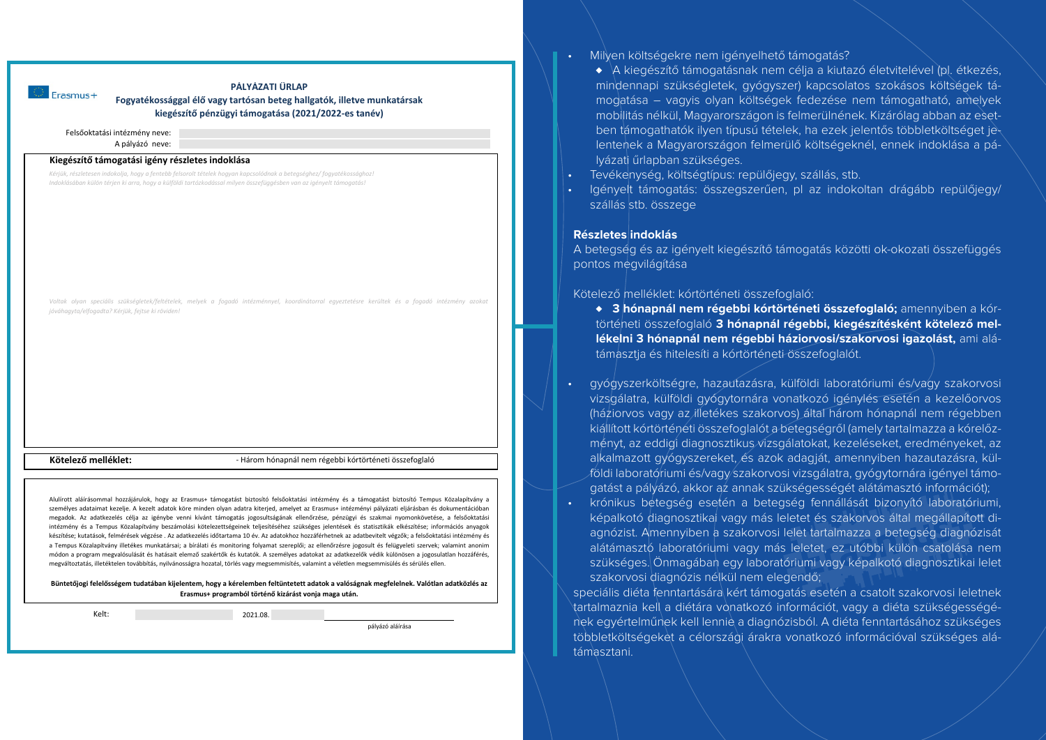Erasmus+

**PÁLYÁZATI ŰRLAP**

**Fogyatékossággal élő vagy tartósan beteg hallgatók, illetve munkatársak kiegészítő pénzügyi támogatása (2021/2022-es tanév)**

Felsőoktatási intézmény neve:

A pályázó neve:

**Kiegészítő támogatási igény részletes indoklása**

*Kérjük, részletesen indokolja, hogy a fentebb felsorolt tételek hogyan kapcsolódnak a betegséghez/ fogyatékossághoz! Indoklásában külön térjen ki arra, hogy a külföldi tartózkodással milyen összefüggésben van az igényelt támogatás!*

*Voltak olyan speciális szükségletek/feltételek, melyek a fogadó intézménnyel, koordinátorral egyeztetésre kerültek és a fogadó intézmény azokat jóváhagyta/elfogadta? Kérjük, fejtse ki röviden!*

| **Kötelező melléklet:** | - Három hónapnál nem régebbi kórtörténeti összefoglaló |
|---|---|

Alulírott aláírásommal hozzájárulok, hogy az Erasmus+ támogatást biztosító felsőoktatási intézmény és a támogatást biztosító Tempus Közalapítvány a személyes adataimat kezelje. A kezelt adatok köre minden olyan adatra kiterjed, amelyet az Erasmus+ intézményi pályázati eljárásban és dokumentációban megadok. Az adatkezelés célja az igénybe venni kívánt támogatás jogosultságának ellenőrzése, pénzügyi és szakmai nyomonkövetése, a felsőoktatási intézmény és a Tempus Közalapítvány beszámolási kötelezettségeinek teljesítéséhez szükséges jelentések és statisztikák elkészítése; információs anyagok készítése; kutatások, felmérések végzése . Az adatkezelés időtartama 10 év. Az adatokhoz hozzáférhetnek az adatbevitelt végzők; a felsőoktatási intézmény és a Tempus Közalapítvány illetékes munkatársai; a bírálati és monitoring folyamat szereplői; az ellenőrzésre jogosult és felügyeleti szervek; valamint anonim módon a program megvalósulását és hatásait elemző szakértők és kutatók. A személyes adatokat az adatkezelők védik különösen a jogosulatlan hozzáférés, megváltoztatás, illetéktelen továbbítás, nyilvánosságra hozatal, törlés vagy megsemmisítés, valamint a véletlen megsemmisülés és sérülés ellen.

**Büntetőjogi felelősségem tudatában kijelentem, hogy a kérelemben feltüntetett adatok a valóságnak megfelelnek. Valótlan adatközlés az Erasmus+ programból történő kizárást vonja maga után.**

Kelt: 2021.08.

pályázó aláírása

- Milyen költségekre nem igényelhető támogatás?
  - A kiegészítő támogatásnak nem célja a kiutazó életvitelével (pl. étkezés, mindennapi szükségletek, gyógyszer) kapcsolatos szokásos költségek támogatása – vagyis olyan költségek fedezése nem támogatható, amelyek mobilitás nélkül, Magyarországon is felmerülnének. Kizárólag abban az esetben támogathatók ilyen típusú tételek, ha ezek jelentős többletköltséget jelentenek a Magyarországon felmerülő költségeknél, ennek indoklása a pályázati űrlapban szükséges.
- Tevékenység, költségtípus: repülőjegy, szállás, stb.
- Igényelt támogatás: összegszerűen, pl az indokoltan drágább repülőjegy/ szállás stb. összege

**Részletes indoklás**

A betegség és az igényelt kiegészítő támogatás közötti ok-okozati összefüggés pontos megvilágítása

Kötelező melléklet: kórtörténeti összefoglaló:

- **3 hónapnál nem régebbi kórtörténeti összefoglaló;** amennyiben a kórtörténeti összefoglaló **3 hónapnál régebbi, kiegészítésként kötelező mellékelni 3 hónapnál nem régebbi háziorvosi/szakorvosi igazolást,** ami alátámasztja és hitelesíti a kórtörténeti összefoglalót.

- gyógyszerköltségre, hazautazásra, külföldi laboratóriumi és/vagy szakorvosi vizsgálatra, külföldi gyógytornára vonatkozó igénylés esetén a kezelőorvos (háziorvos vagy az illetékes szakorvos) által három hónapnál nem régebben kiállított kórtörténeti összefoglalót a betegségről (amely tartalmazza a kórelőzményt, az eddigi diagnosztikus vizsgálatokat, kezeléseket, eredményeket, az alkalmazott gyógyszereket, és azok adagját, amennyiben hazautazásra, külföldi laboratóriumi és/vagy szakorvosi vizsgálatra, gyógytornára igényel támogatást a pályázó, akkor az annak szükségességét alátámasztó információt);
- krónikus betegség esetén a betegség fennállását bizonyító laboratóriumi, képalkotó diagnosztikai vagy más leletet és szakorvos által megállapított diagnózist. Amennyiben a szakorvosi lelet tartalmazza a betegség diagnózisát alátámasztó laboratóriumi vagy más leletet, ez utóbbi külön csatolása nem szükséges. Önmagában egy laboratóriumi vagy képalkotó diagnosztikai lelet szakorvosi diagnózis nélkül nem elegendő;

speciális diéta fenntartására kért támogatás esetén a csatolt szakorvosi leletnek tartalmaznia kell a diétára vonatkozó információt, vagy a diéta szükségességének egyértelműnek kell lennie a diagnózisból. A diéta fenntartásához szükséges többletköltségeket a célországi árakra vonatkozó információval szükséges alátámasztani.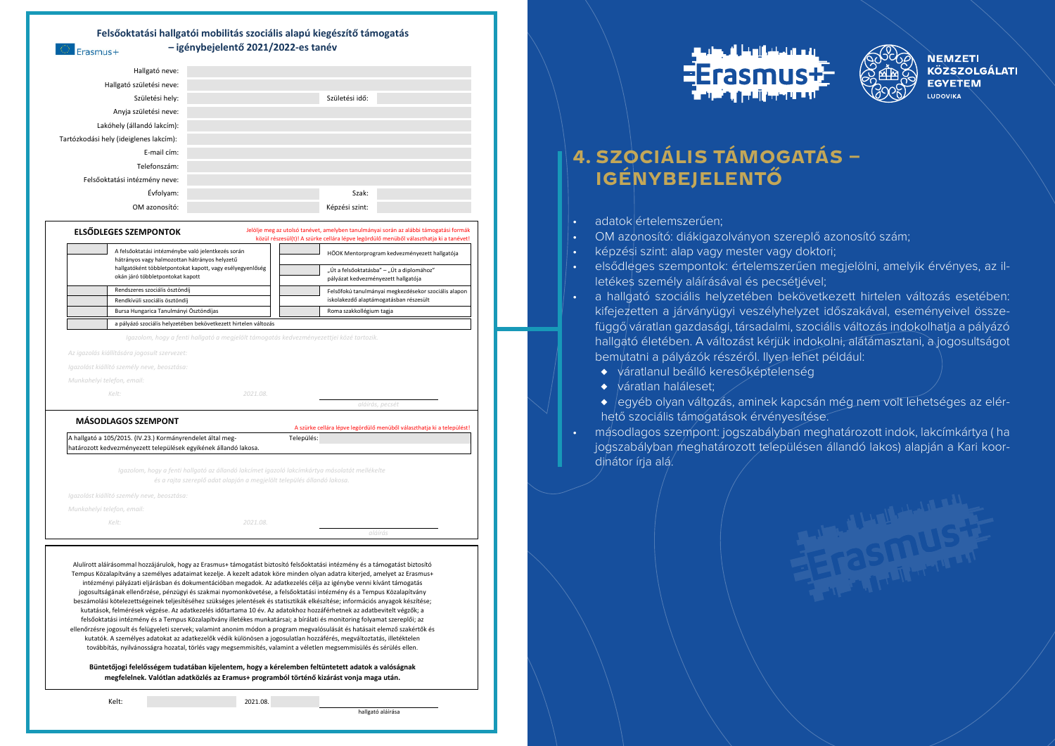**Felsőoktatási hallgatói mobilitás szociális alapú kiegészítő támogatás – igénybejelentő 2021/2022-es tanév**

Erasmus+

| | | | |
|---|---|---|---|
| Hallgató neve: | | | |
| Hallgató születési neve: | | | |
| Születési hely: | | Születési idő: | |
| Anyja születési neve: | | | |
| Lakóhely (állandó lakcím): | | | |
| Tartózkodási hely (ideiglenes lakcím): | | | |
| E-mail cím: | | | |
| Telefonszám: | | | |
| Felsőoktatási intézmény neve: | | | |
| Évfolyam: | | Szak: | |
| OM azonosító: | | Képzési szint: | |

**ELSŐDLEGES SZEMPONTOK**

Jelölje meg az utolsó tanévet, amelyben tanulmányai során az alábbi támogatási formák közül részesül(t)! A szürke cellára lépve legördülő menüből választhatja ki a tanévet!

| | | | |
|---|---|---|---|
| | A felsőoktatási intézménybe való jelentkezés során hátrányos vagy halmozottan hátrányos helyzetű hallgatóként többletpontokat kapott, vagy esélyegyenlőség okán járó többletpontokat kapott | | HÖOK Mentorprogram kedvezményezett hallgatója |
| | | | „Út a felsőoktatásba" – „Út a diplomához" pályázat kedvezményezett hallgatója |
| | Rendszeres szociális ösztöndíj | | Felsőfokú tanulmányai megkezdésekor szociális alapon iskolakezdő alaptámogatásban részesült |
| | Rendkívüli szociális ösztöndíj | | |
| | Bursa Hungarica Tanulmányi Ösztöndíjas | | Roma szakkollégium tagja |
| | a pályázó szociális helyzetében bekövetkezett hirtelen változás | | |

*Igazolom, hogy a fenti hallgató a megjelölt támogatás kedvezményezettjei közé tartozik.*

*Az igazolás kiállítására jogosult szervezet:*

*Igazolást kiállító személy neve, beosztása:*

*Munkahelyi telefon, email:*

*Kelt:* *2021.08.*

*aláírás, pecsét*

**MÁSODLAGOS SZEMPONT**

A szürke cellára lépve legördülő menüből választhatja ki a települést!

A hallgató a 105/2015. (IV.23.) Kormányrendelet által meghatározott kedvezményezett települések egyikének állandó lakosa. Település:

*Igazolom, hogy a fenti hallgató az állandó lakcímet igazoló lakcímkártya másolatát mellékelte és a rajta szereplő adat alapján a megjelölt település állandó lakosa.*

*Igazolást kiállító személy neve, beosztása:*

*Munkahelyi telefon, email:*

*Kelt:* *2021.08.*

*aláírás*

Alulírott aláírásommal hozzájárulok, hogy az Erasmus+ támogatást biztosító felsőoktatási intézmény és a támogatást biztosító Tempus Közalapítvány a személyes adataimat kezelje. A kezelt adatok köre minden olyan adatra kiterjed, amelyet az Erasmus+ intézményi pályázati eljárásban és dokumentációban megadok. Az adatkezelés célja az igénybe venni kívánt támogatás jogosultságának ellenőrzése, pénzügyi és szakmai nyomonkövetése, a felsőoktatási intézmény és a Tempus Közalapítvány beszámolási kötelezettségeinek teljesítéséhez szükséges jelentések és statisztikák elkészítése; információs anyagok készítése; kutatások, felmérések végzése. Az adatkezelés időtartama 10 év. Az adatokhoz hozzáférhetnek az adatbevitelt végzők; a felsőoktatási intézmény és a Tempus Közalapítvány illetékes munkatársai; a bírálati és monitoring folyamat szereplői; az ellenőrzésre jogosult és felügyeleti szervek; valamint anonim módon a program megvalósulását és hatásait elemző szakértők és kutatók. A személyes adatokat az adatkezelők védik különösen a jogosulatlan hozzáférés, megváltoztatás, illetéktelen továbbítás, nyilvánosságra hozatal, törlés vagy megsemmisítés, valamint a véletlen megsemmisülés és sérülés ellen.

**Büntetőjogi felelősségem tudatában kijelentem, hogy a kérelemben feltüntetett adatok a valóságnak megfelelnek. Valótlan adatközlés az Eramus+ programból történő kizárást vonja maga után.**

Kelt: 2021.08.

hallgató aláírása

Erasmus+ | NEMZETI KÖZSZOLGÁLATI EGYETEM LUDOVIKA

# 4. SZOCIÁLIS TÁMOGATÁS – IGÉNYBEJELENTŐ

- adatok értelemszerűen;
- OM azonosító: diákigazolványon szereplő azonosító szám;
- képzési szint: alap vagy mester vagy doktori;
- elsődleges szempontok: értelemszerűen megjelölni, amelyik érvényes, az illetékes személy aláírásával és pecsétjével;
- a hallgató szociális helyzetében bekövetkezett hirtelen változás esetében: kifejezetten a járványügyi veszélyhelyzet időszakával, eseményeivel összefüggő váratlan gazdasági, társadalmi, szociális változás indokolhatja a pályázó hallgató életében. A változást kérjük indokolni, alátámasztani, a jogosultságot bemutatni a pályázók részéről. Ilyen lehet például:
  - váratlanul beálló keresőképtelenség
  - váratlan haláleset;
  - egyéb olyan változás, aminek kapcsán még nem volt lehetséges az elérhető szociális támogatások érvényesítése.
- másodlagos szempont: jogszabályban meghatározott indok, lakcímkártya ( ha jogszabályban meghatározott településen állandó lakos) alapján a Kari koordinátor írja alá.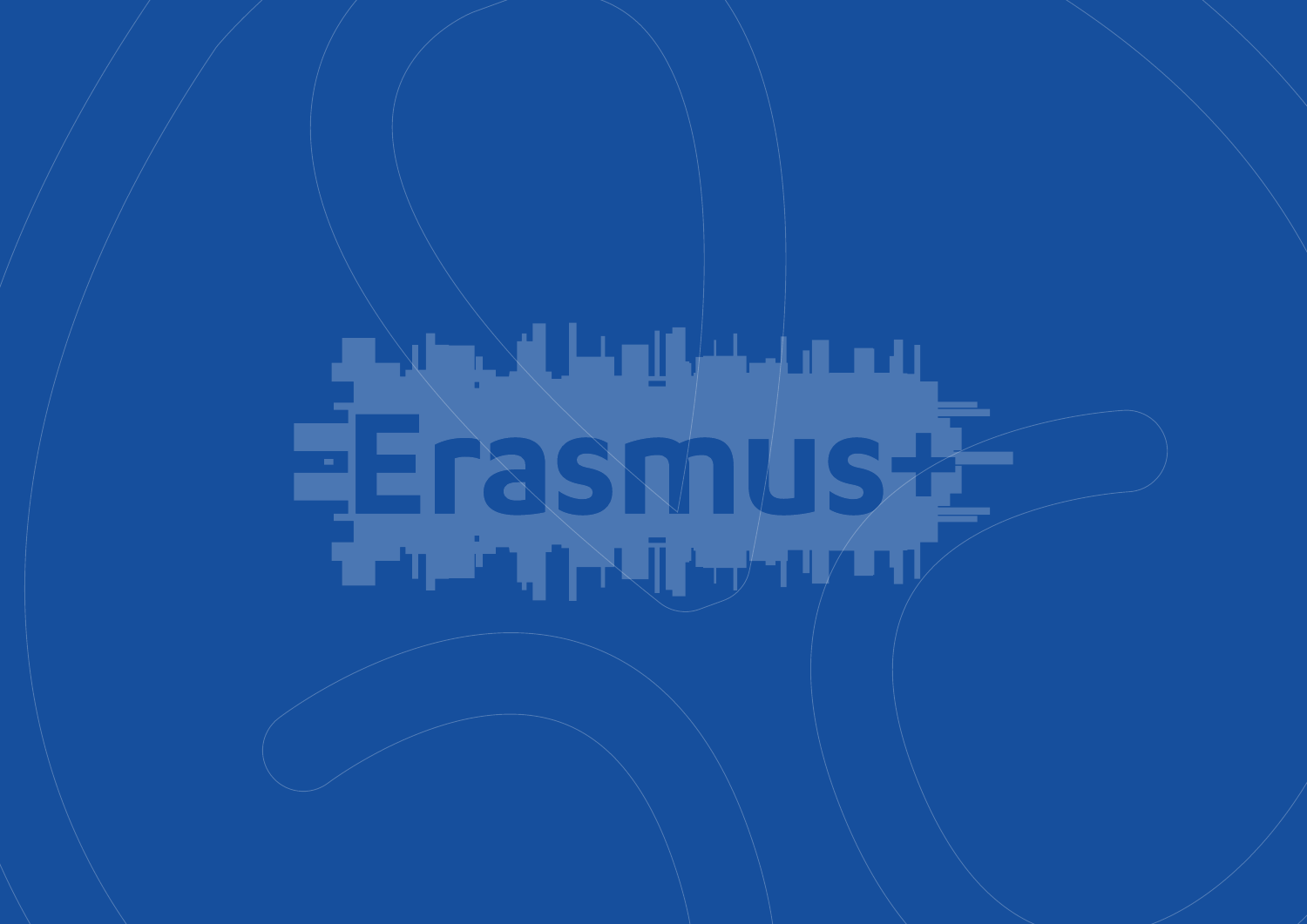Erasmus+